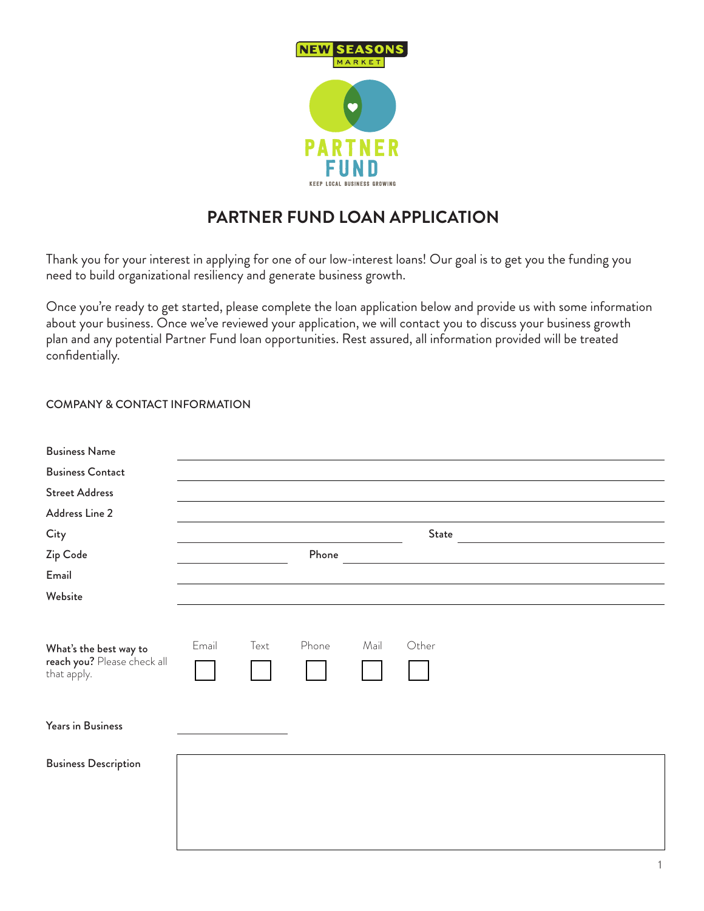NEW SEASONS MARKET

PARTNER FUND

KEEP LOCAL BUSINESS GROWING

# PARTNER FUND LOAN APPLICATION

Thank you for your interest in applying for one of our low-interest loans! Our goal is to get you the funding you need to build organizational resiliency and generate business growth.

Once you're ready to get started, please complete the loan application below and provide us with some information about your business. Once we've reviewed your application, we will contact you to discuss your business growth plan and any potential Partner Fund loan opportunities. Rest assured, all information provided will be treated confidentially.

## COMPANY & CONTACT INFORMATION

Business Name \_\_\_\_\_\_\_\_\_\_\_\_\_\_\_\_\_\_\_\_

Business Contact \_\_\_\_\_\_\_\_\_\_\_\_\_\_\_\_\_\_\_\_

Street Address \_\_\_\_\_\_\_\_\_\_\_\_\_\_\_\_\_\_\_\_

Address Line 2 \_\_\_\_\_\_\_\_\_\_\_\_\_\_\_\_\_\_\_\_

City \_\_\_\_\_\_\_\_\_\_ State \_\_\_\_\_\_\_\_\_\_

Zip Code \_\_\_\_\_\_\_\_\_\_ Phone \_\_\_\_\_\_\_\_\_\_

Email \_\_\_\_\_\_\_\_\_\_\_\_\_\_\_\_\_\_\_\_

Website \_\_\_\_\_\_\_\_\_\_\_\_\_\_\_\_\_\_\_\_

**What's the best way to reach you?** Please check all that apply.

- [ ] Email
- [ ] Text
- [ ] Phone
- [ ] Mail
- [ ] Other

Years in Business \_\_\_\_\_\_\_\_\_\_

Business Description

&nbsp;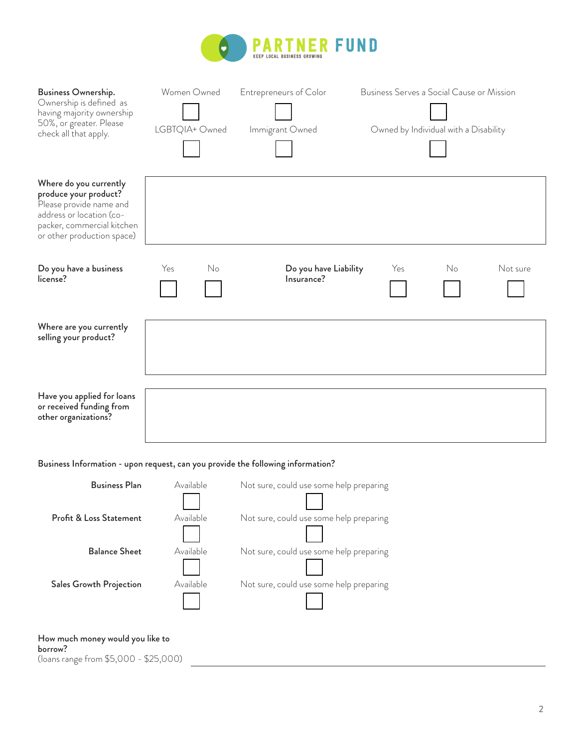**PARTNER FUND**
KEEP LOCAL BUSINESS GROWING

**Business Ownership.** Ownership is defined as having majority ownership 50%, or greater. Please check all that apply.

| Women Owned | Entrepreneurs of Color | Business Serves a Social Cause or Mission |
|---|---|---|
| ☐ | ☐ | ☐ |
| **LGBTQIA+ Owned** | **Immigrant Owned** | **Owned by Individual with a Disability** |
| ☐ | ☐ | ☐ |

**Where do you currently produce your product?** Please provide name and address or location (co-packer, commercial kitchen or other production space)

&nbsp;

**Do you have a business license?** Yes ☐ No ☐

**Do you have Liability Insurance?** Yes ☐ No ☐ Not sure ☐

**Where are you currently selling your product?**

&nbsp;

**Have you applied for loans or received funding from other organizations?**

&nbsp;

**Business Information - upon request, can you provide the following information?**

| | Available | Not sure, could use some help preparing |
|---|---|---|
| **Business Plan** | ☐ | ☐ |
| **Profit & Loss Statement** | ☐ | ☐ |
| **Balance Sheet** | ☐ | ☐ |
| **Sales Growth Projection** | ☐ | ☐ |

**How much money would you like to borrow?**
(loans range from $5,000 - $25,000) ______________________________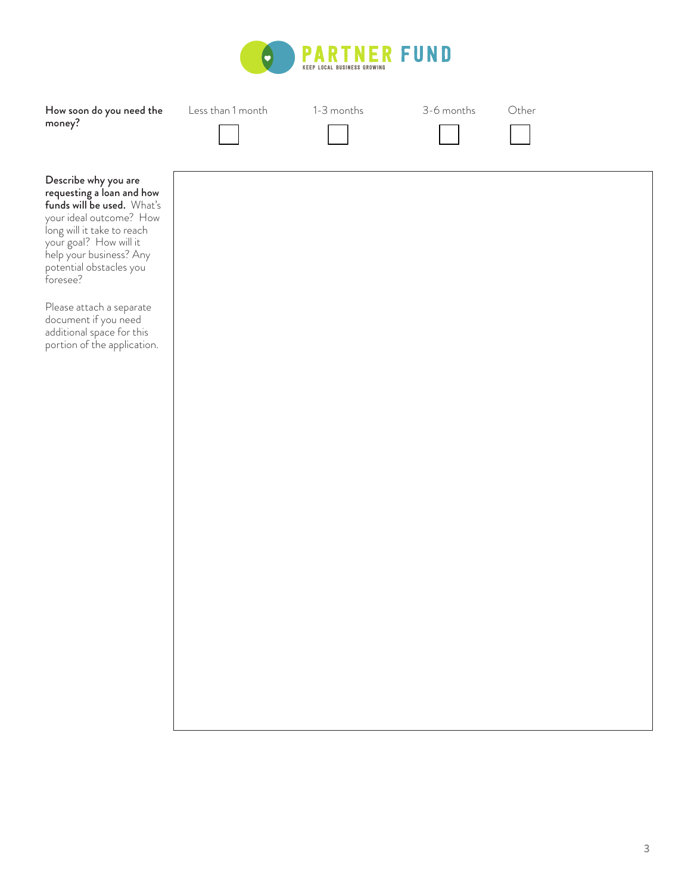**How soon do you need the money?**

| Less than 1 month | 1-3 months | 3-6 months | Other |
| --- | --- | --- | --- |
| ☐ | ☐ | ☐ | ☐ |

**Describe why you are requesting a loan and how funds will be used.** What's your ideal outcome? How long will it take to reach your goal? How will it help your business? Any potential obstacles you foresee?

Please attach a separate document if you need additional space for this portion of the application.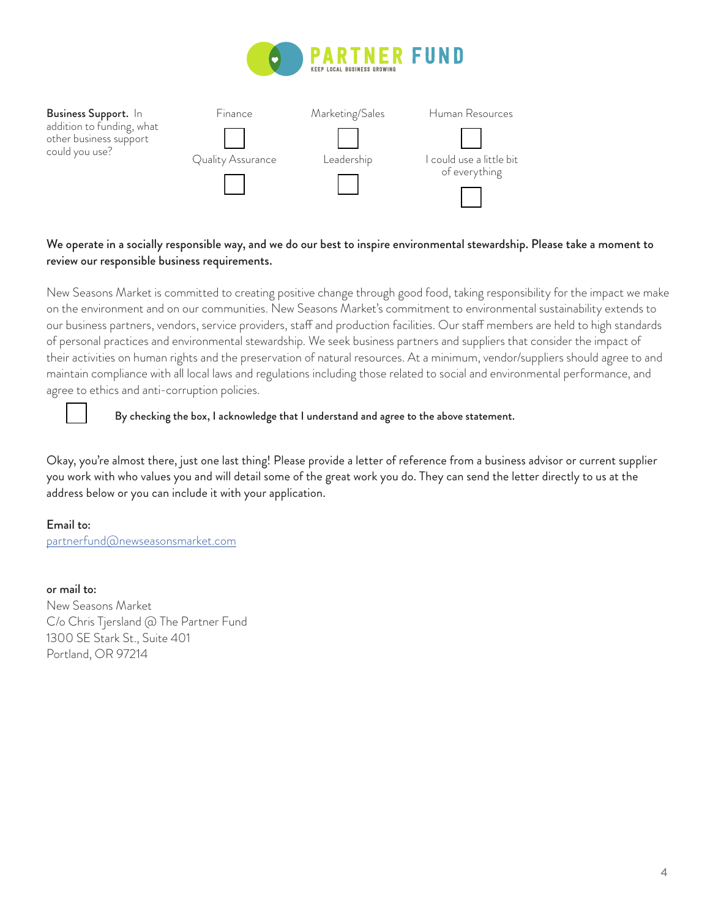**PARTNER FUND**
KEEP LOCAL BUSINESS GROWING

**Business Support.** In addition to funding, what other business support could you use?

| Finance | Marketing/Sales | Human Resources |
|---|---|---|
| ☐ | ☐ | ☐ |
| **Quality Assurance** | **Leadership** | **I could use a little bit of everything** |
| ☐ | ☐ | ☐ |

**We operate in a socially responsible way, and we do our best to inspire environmental stewardship. Please take a moment to review our responsible business requirements.**

New Seasons Market is committed to creating positive change through good food, taking responsibility for the impact we make on the environment and on our communities. New Seasons Market's commitment to environmental sustainability extends to our business partners, vendors, service providers, staff and production facilities. Our staff members are held to high standards of personal practices and environmental stewardship. We seek business partners and suppliers that consider the impact of their activities on human rights and the preservation of natural resources. At a minimum, vendor/suppliers should agree to and maintain compliance with all local laws and regulations including those related to social and environmental performance, and agree to ethics and anti-corruption policies.

☐ **By checking the box, I acknowledge that I understand and agree to the above statement.**

Okay, you're almost there, just one last thing! Please provide a letter of reference from a business advisor or current supplier you work with who values you and will detail some of the great work you do. They can send the letter directly to us at the address below or you can include it with your application.

Email to:
partnerfund@newseasonsmarket.com

**or mail to:**
New Seasons Market
C/o Chris Tjersland @ The Partner Fund
1300 SE Stark St., Suite 401
Portland, OR 97214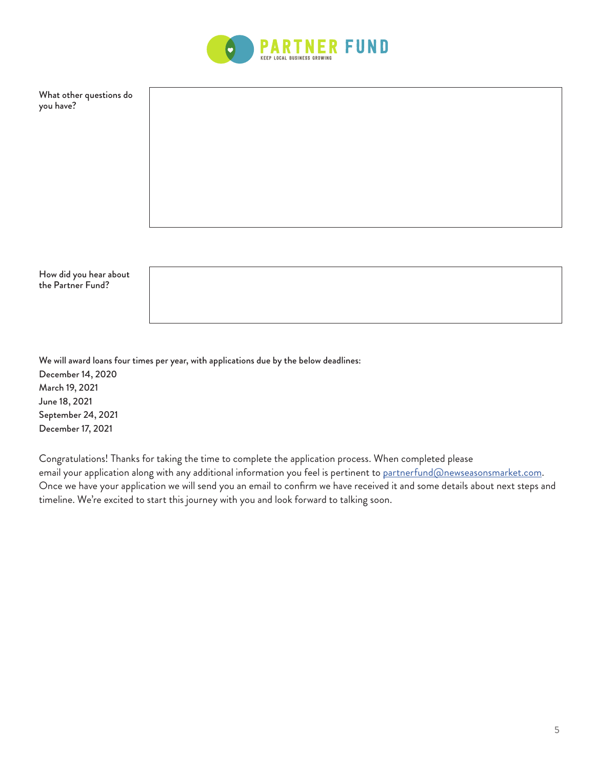What other questions do you have?

How did you hear about the Partner Fund?

We will award loans four times per year, with applications due by the below deadlines:

December 14, 2020
March 19, 2021
June 18, 2021
September 24, 2021
December 17, 2021

Congratulations! Thanks for taking the time to complete the application process. When completed please email your application along with any additional information you feel is pertinent to partnerfund@newseasonsmarket.com. Once we have your application we will send you an email to confirm we have received it and some details about next steps and timeline. We're excited to start this journey with you and look forward to talking soon.